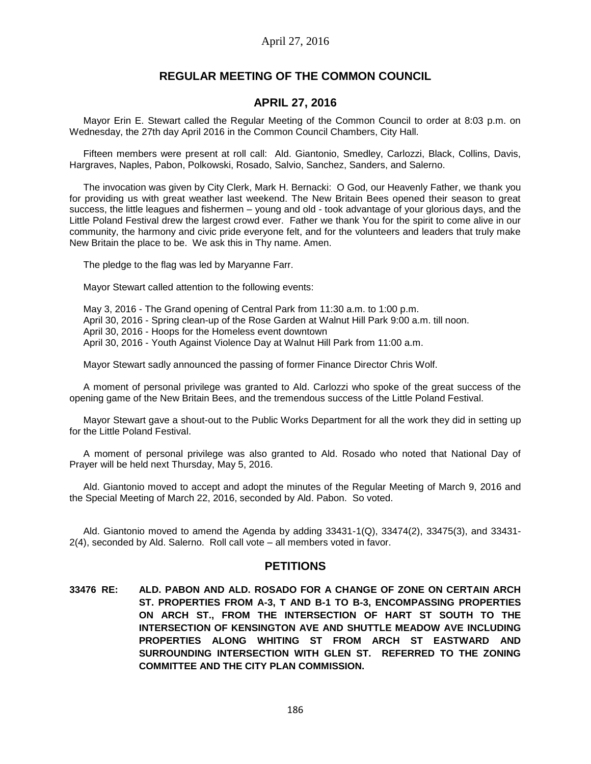## REGULAR MEETING OF THE COMMON COUNCIL

## APRIL 27, 2016

Mayor Erin E. Stewart called the Regular Meeting of the Common Council to order at 8:03 p.m. on Wednesday, the 27th day April 2016 in the Common Council Chambers, City Hall.

Fifteen members were present at roll call: Ald. Giantonio, Smedley, Carlozzi, Black, Collins, Davis, Hargraves, Naples, Pabon, Polkowski, Rosado, Salvio, Sanchez, Sanders, and Salerno.

The invocation was given by City Clerk, Mark H. Bernacki: O God, our Heavenly Father, we thank you for providing us with great weather last weekend. The New Britain Bees opened their season to great success, the little leagues and fishermen – young and old - took advantage of your glorious days, and the Little Poland Festival drew the largest crowd ever. Father we thank You for the spirit to come alive in our community, the harmony and civic pride everyone felt, and for the volunteers and leaders that truly make New Britain the place to be. We ask this in Thy name. Amen.

The pledge to the flag was led by Maryanne Farr.

Mayor Stewart called attention to the following events:

May 3, 2016 - The Grand opening of Central Park from 11:30 a.m. to 1:00 p.m.
April 30, 2016 - Spring clean-up of the Rose Garden at Walnut Hill Park 9:00 a.m. till noon.
April 30, 2016 - Hoops for the Homeless event downtown
April 30, 2016 - Youth Against Violence Day at Walnut Hill Park from 11:00 a.m.

Mayor Stewart sadly announced the passing of former Finance Director Chris Wolf.

A moment of personal privilege was granted to Ald. Carlozzi who spoke of the great success of the opening game of the New Britain Bees, and the tremendous success of the Little Poland Festival.

Mayor Stewart gave a shout-out to the Public Works Department for all the work they did in setting up for the Little Poland Festival.

A moment of personal privilege was also granted to Ald. Rosado who noted that National Day of Prayer will be held next Thursday, May 5, 2016.

Ald. Giantonio moved to accept and adopt the minutes of the Regular Meeting of March 9, 2016 and the Special Meeting of March 22, 2016, seconded by Ald. Pabon. So voted.

Ald. Giantonio moved to amend the Agenda by adding 33431-1(Q), 33474(2), 33475(3), and 33431-2(4), seconded by Ald. Salerno. Roll call vote – all members voted in favor.

## PETITIONS

**33476 RE: ALD. PABON AND ALD. ROSADO FOR A CHANGE OF ZONE ON CERTAIN ARCH ST. PROPERTIES FROM A-3, T AND B-1 TO B-3, ENCOMPASSING PROPERTIES ON ARCH ST., FROM THE INTERSECTION OF HART ST SOUTH TO THE INTERSECTION OF KENSINGTON AVE AND SHUTTLE MEADOW AVE INCLUDING PROPERTIES ALONG WHITING ST FROM ARCH ST EASTWARD AND SURROUNDING INTERSECTION WITH GLEN ST. REFERRED TO THE ZONING COMMITTEE AND THE CITY PLAN COMMISSION.**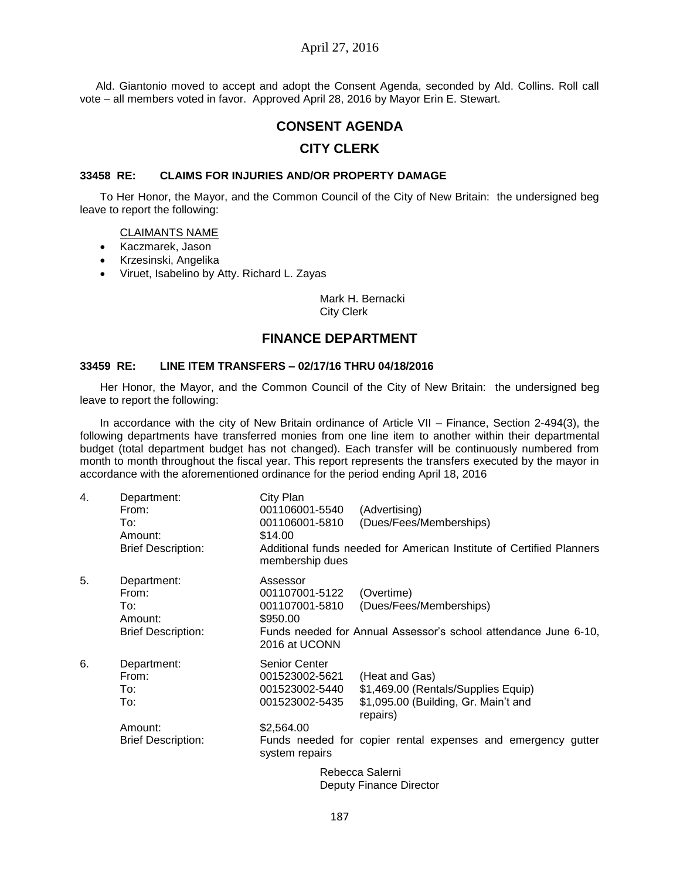Ald. Giantonio moved to accept and adopt the Consent Agenda, seconded by Ald. Collins. Roll call vote – all members voted in favor. Approved April 28, 2016 by Mayor Erin E. Stewart.

# CONSENT AGENDA

## CITY CLERK

### 33458 RE: CLAIMS FOR INJURIES AND/OR PROPERTY DAMAGE

To Her Honor, the Mayor, and the Common Council of the City of New Britain: the undersigned beg leave to report the following:

CLAIMANTS NAME

- Kaczmarek, Jason
- Krzesinski, Angelika
- Viruet, Isabelino by Atty. Richard L. Zayas

Mark H. Bernacki
City Clerk

## FINANCE DEPARTMENT

### 33459 RE: LINE ITEM TRANSFERS – 02/17/16 THRU 04/18/2016

Her Honor, the Mayor, and the Common Council of the City of New Britain: the undersigned beg leave to report the following:

In accordance with the city of New Britain ordinance of Article VII – Finance, Section 2-494(3), the following departments have transferred monies from one line item to another within their departmental budget (total department budget has not changed). Each transfer will be continuously numbered from month to month throughout the fiscal year. This report represents the transfers executed by the mayor in accordance with the aforementioned ordinance for the period ending April 18, 2016

4. Department: City Plan
   From: 001106001-5540 (Advertising)
   To: 001106001-5810 (Dues/Fees/Memberships)
   Amount: $14.00
   Brief Description: Additional funds needed for American Institute of Certified Planners membership dues

5. Department: Assessor
   From: 001107001-5122 (Overtime)
   To: 001107001-5810 (Dues/Fees/Memberships)
   Amount: $950.00
   Brief Description: Funds needed for Annual Assessor's school attendance June 6-10, 2016 at UCONN

6. Department: Senior Center
   From: 001523002-5621 (Heat and Gas)
   To: 001523002-5440 $1,469.00 (Rentals/Supplies Equip)
   To: 001523002-5435 $1,095.00 (Building, Gr. Main't and repairs)
   Amount: $2,564.00
   Brief Description: Funds needed for copier rental expenses and emergency gutter system repairs

Rebecca Salerni
Deputy Finance Director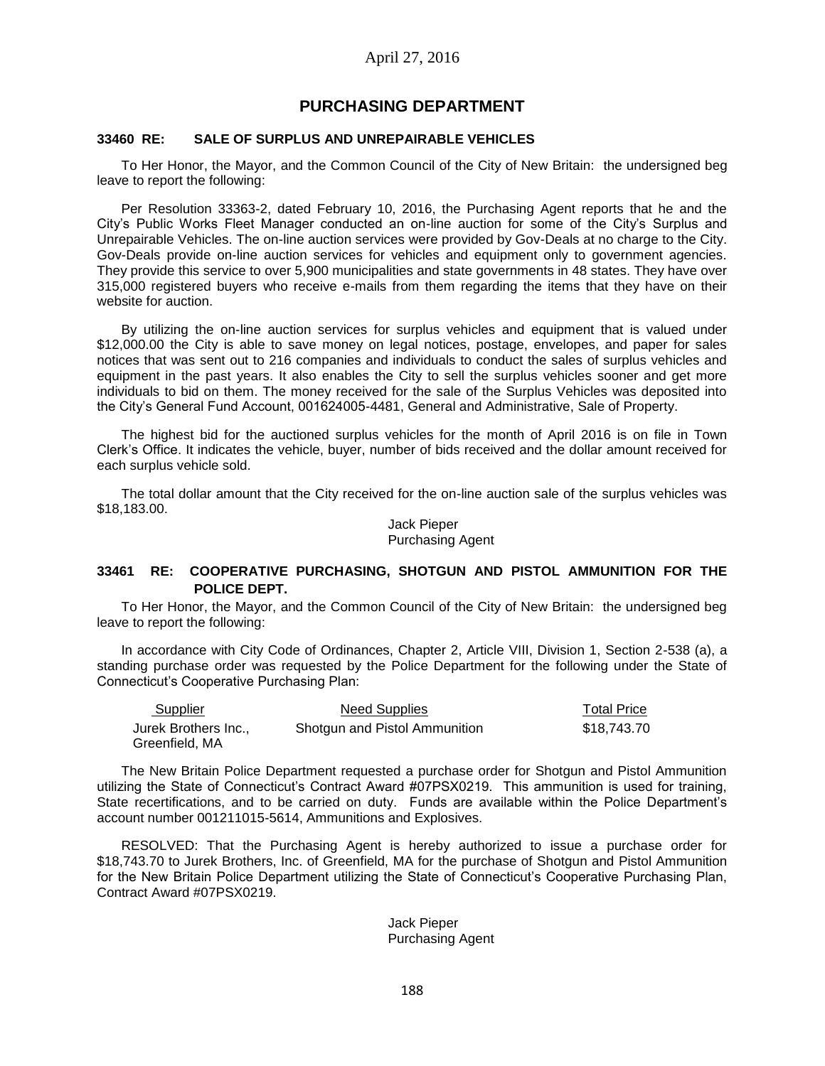April 27, 2016

## PURCHASING DEPARTMENT

### 33460 RE: SALE OF SURPLUS AND UNREPAIRABLE VEHICLES

To Her Honor, the Mayor, and the Common Council of the City of New Britain: the undersigned beg leave to report the following:

Per Resolution 33363-2, dated February 10, 2016, the Purchasing Agent reports that he and the City's Public Works Fleet Manager conducted an on-line auction for some of the City's Surplus and Unrepairable Vehicles. The on-line auction services were provided by Gov-Deals at no charge to the City. Gov-Deals provide on-line auction services for vehicles and equipment only to government agencies. They provide this service to over 5,900 municipalities and state governments in 48 states. They have over 315,000 registered buyers who receive e-mails from them regarding the items that they have on their website for auction.

By utilizing the on-line auction services for surplus vehicles and equipment that is valued under $12,000.00 the City is able to save money on legal notices, postage, envelopes, and paper for sales notices that was sent out to 216 companies and individuals to conduct the sales of surplus vehicles and equipment in the past years. It also enables the City to sell the surplus vehicles sooner and get more individuals to bid on them. The money received for the sale of the Surplus Vehicles was deposited into the City's General Fund Account, 001624005-4481, General and Administrative, Sale of Property.

The highest bid for the auctioned surplus vehicles for the month of April 2016 is on file in Town Clerk's Office. It indicates the vehicle, buyer, number of bids received and the dollar amount received for each surplus vehicle sold.

The total dollar amount that the City received for the on-line auction sale of the surplus vehicles was $18,183.00.

Jack Pieper
Purchasing Agent

### 33461 RE: COOPERATIVE PURCHASING, SHOTGUN AND PISTOL AMMUNITION FOR THE POLICE DEPT.

To Her Honor, the Mayor, and the Common Council of the City of New Britain: the undersigned beg leave to report the following:

In accordance with City Code of Ordinances, Chapter 2, Article VIII, Division 1, Section 2-538 (a), a standing purchase order was requested by the Police Department for the following under the State of Connecticut's Cooperative Purchasing Plan:

| Supplier | Need Supplies | Total Price |
|---|---|---|
| Jurek Brothers Inc., Greenfield, MA | Shotgun and Pistol Ammunition | $18,743.70 |

The New Britain Police Department requested a purchase order for Shotgun and Pistol Ammunition utilizing the State of Connecticut's Contract Award #07PSX0219. This ammunition is used for training, State recertifications, and to be carried on duty. Funds are available within the Police Department's account number 001211015-5614, Ammunitions and Explosives.

RESOLVED: That the Purchasing Agent is hereby authorized to issue a purchase order for $18,743.70 to Jurek Brothers, Inc. of Greenfield, MA for the purchase of Shotgun and Pistol Ammunition for the New Britain Police Department utilizing the State of Connecticut's Cooperative Purchasing Plan, Contract Award #07PSX0219.

Jack Pieper
Purchasing Agent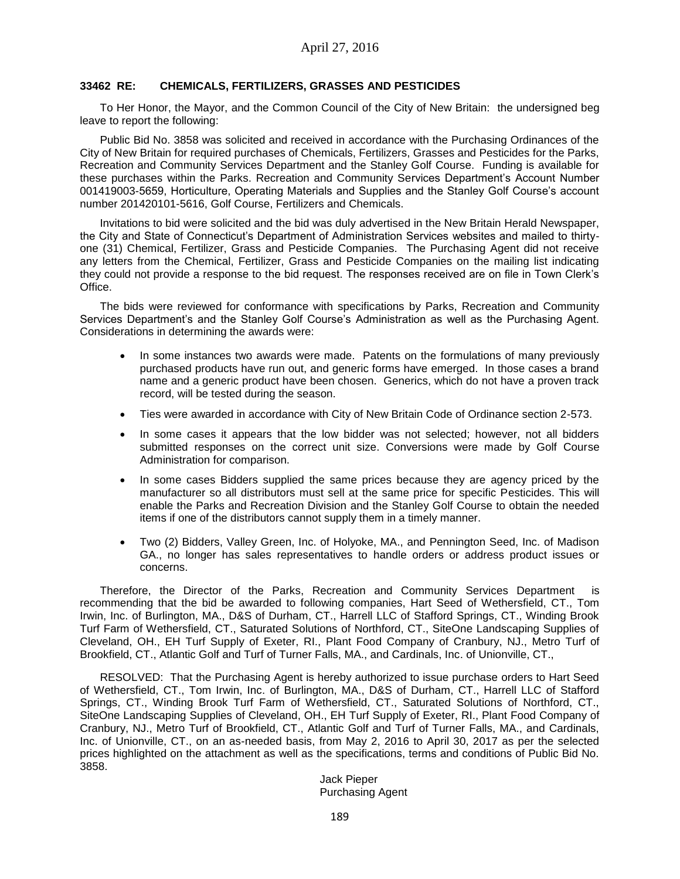April 27, 2016

**33462 RE: CHEMICALS, FERTILIZERS, GRASSES AND PESTICIDES**

To Her Honor, the Mayor, and the Common Council of the City of New Britain: the undersigned beg leave to report the following:

Public Bid No. 3858 was solicited and received in accordance with the Purchasing Ordinances of the City of New Britain for required purchases of Chemicals, Fertilizers, Grasses and Pesticides for the Parks, Recreation and Community Services Department and the Stanley Golf Course. Funding is available for these purchases within the Parks. Recreation and Community Services Department's Account Number 001419003-5659, Horticulture, Operating Materials and Supplies and the Stanley Golf Course's account number 201420101-5616, Golf Course, Fertilizers and Chemicals.

Invitations to bid were solicited and the bid was duly advertised in the New Britain Herald Newspaper, the City and State of Connecticut's Department of Administration Services websites and mailed to thirty-one (31) Chemical, Fertilizer, Grass and Pesticide Companies. The Purchasing Agent did not receive any letters from the Chemical, Fertilizer, Grass and Pesticide Companies on the mailing list indicating they could not provide a response to the bid request. The responses received are on file in Town Clerk's Office.

The bids were reviewed for conformance with specifications by Parks, Recreation and Community Services Department's and the Stanley Golf Course's Administration as well as the Purchasing Agent. Considerations in determining the awards were:

- In some instances two awards were made. Patents on the formulations of many previously purchased products have run out, and generic forms have emerged. In those cases a brand name and a generic product have been chosen. Generics, which do not have a proven track record, will be tested during the season.
- Ties were awarded in accordance with City of New Britain Code of Ordinance section 2-573.
- In some cases it appears that the low bidder was not selected; however, not all bidders submitted responses on the correct unit size. Conversions were made by Golf Course Administration for comparison.
- In some cases Bidders supplied the same prices because they are agency priced by the manufacturer so all distributors must sell at the same price for specific Pesticides. This will enable the Parks and Recreation Division and the Stanley Golf Course to obtain the needed items if one of the distributors cannot supply them in a timely manner.
- Two (2) Bidders, Valley Green, Inc. of Holyoke, MA., and Pennington Seed, Inc. of Madison GA., no longer has sales representatives to handle orders or address product issues or concerns.

Therefore, the Director of the Parks, Recreation and Community Services Department is recommending that the bid be awarded to following companies, Hart Seed of Wethersfield, CT., Tom Irwin, Inc. of Burlington, MA., D&S of Durham, CT., Harrell LLC of Stafford Springs, CT., Winding Brook Turf Farm of Wethersfield, CT., Saturated Solutions of Northford, CT., SiteOne Landscaping Supplies of Cleveland, OH., EH Turf Supply of Exeter, RI., Plant Food Company of Cranbury, NJ., Metro Turf of Brookfield, CT., Atlantic Golf and Turf of Turner Falls, MA., and Cardinals, Inc. of Unionville, CT.,

RESOLVED: That the Purchasing Agent is hereby authorized to issue purchase orders to Hart Seed of Wethersfield, CT., Tom Irwin, Inc. of Burlington, MA., D&S of Durham, CT., Harrell LLC of Stafford Springs, CT., Winding Brook Turf Farm of Wethersfield, CT., Saturated Solutions of Northford, CT., SiteOne Landscaping Supplies of Cleveland, OH., EH Turf Supply of Exeter, RI., Plant Food Company of Cranbury, NJ., Metro Turf of Brookfield, CT., Atlantic Golf and Turf of Turner Falls, MA., and Cardinals, Inc. of Unionville, CT., on an as-needed basis, from May 2, 2016 to April 30, 2017 as per the selected prices highlighted on the attachment as well as the specifications, terms and conditions of Public Bid No. 3858.

Jack Pieper
Purchasing Agent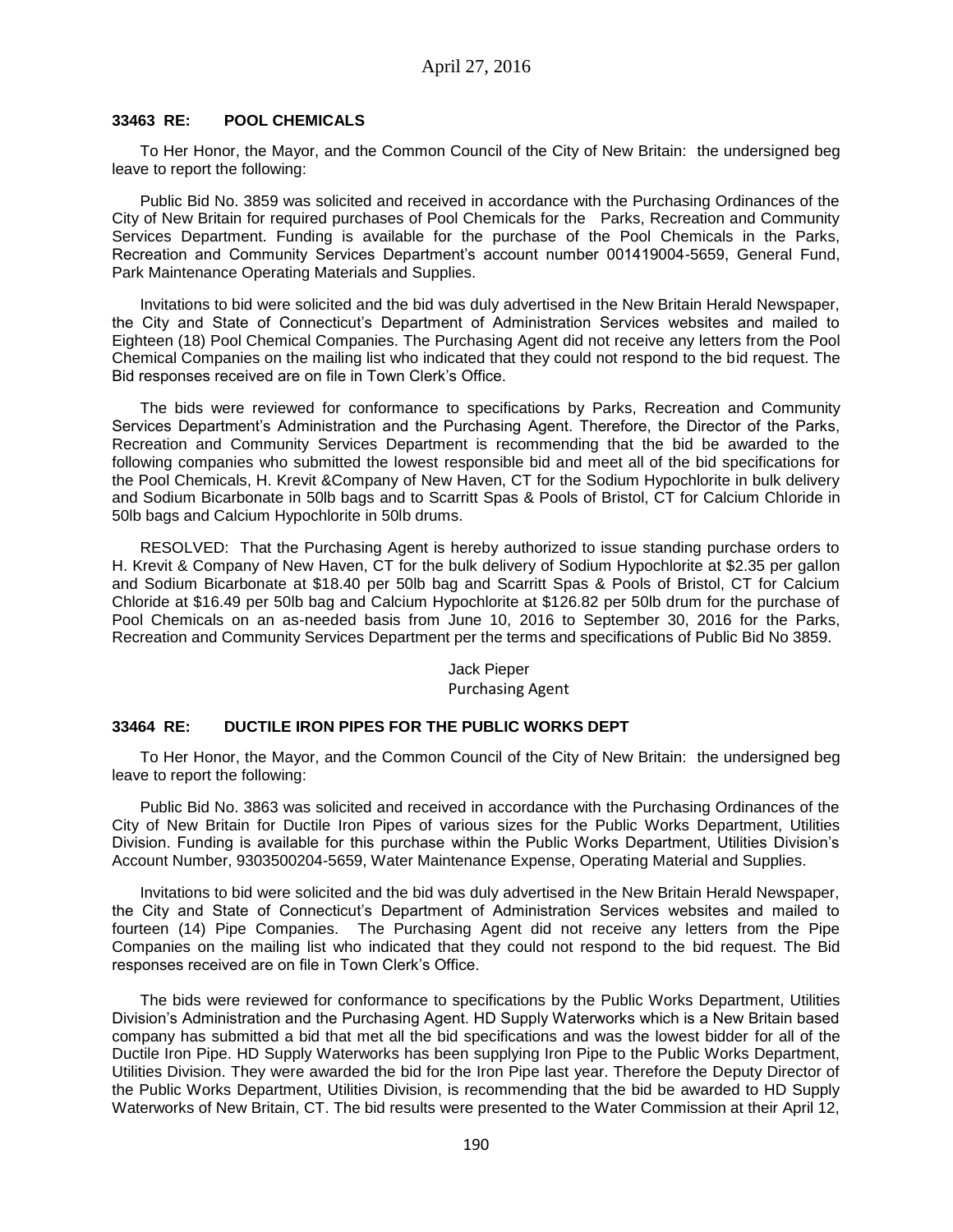### 33463 RE: POOL CHEMICALS

To Her Honor, the Mayor, and the Common Council of the City of New Britain: the undersigned beg leave to report the following:

Public Bid No. 3859 was solicited and received in accordance with the Purchasing Ordinances of the City of New Britain for required purchases of Pool Chemicals for the Parks, Recreation and Community Services Department. Funding is available for the purchase of the Pool Chemicals in the Parks, Recreation and Community Services Department's account number 001419004-5659, General Fund, Park Maintenance Operating Materials and Supplies.

Invitations to bid were solicited and the bid was duly advertised in the New Britain Herald Newspaper, the City and State of Connecticut's Department of Administration Services websites and mailed to Eighteen (18) Pool Chemical Companies. The Purchasing Agent did not receive any letters from the Pool Chemical Companies on the mailing list who indicated that they could not respond to the bid request. The Bid responses received are on file in Town Clerk's Office.

The bids were reviewed for conformance to specifications by Parks, Recreation and Community Services Department's Administration and the Purchasing Agent. Therefore, the Director of the Parks, Recreation and Community Services Department is recommending that the bid be awarded to the following companies who submitted the lowest responsible bid and meet all of the bid specifications for the Pool Chemicals, H. Krevit &Company of New Haven, CT for the Sodium Hypochlorite in bulk delivery and Sodium Bicarbonate in 50lb bags and to Scarritt Spas & Pools of Bristol, CT for Calcium Chloride in 50lb bags and Calcium Hypochlorite in 50lb drums.

RESOLVED: That the Purchasing Agent is hereby authorized to issue standing purchase orders to H. Krevit & Company of New Haven, CT for the bulk delivery of Sodium Hypochlorite at $2.35 per gallon and Sodium Bicarbonate at $18.40 per 50lb bag and Scarritt Spas & Pools of Bristol, CT for Calcium Chloride at $16.49 per 50lb bag and Calcium Hypochlorite at $126.82 per 50lb drum for the purchase of Pool Chemicals on an as-needed basis from June 10, 2016 to September 30, 2016 for the Parks, Recreation and Community Services Department per the terms and specifications of Public Bid No 3859.

Jack Pieper
Purchasing Agent

### 33464 RE: DUCTILE IRON PIPES FOR THE PUBLIC WORKS DEPT

To Her Honor, the Mayor, and the Common Council of the City of New Britain: the undersigned beg leave to report the following:

Public Bid No. 3863 was solicited and received in accordance with the Purchasing Ordinances of the City of New Britain for Ductile Iron Pipes of various sizes for the Public Works Department, Utilities Division. Funding is available for this purchase within the Public Works Department, Utilities Division's Account Number, 9303500204-5659, Water Maintenance Expense, Operating Material and Supplies.

Invitations to bid were solicited and the bid was duly advertised in the New Britain Herald Newspaper, the City and State of Connecticut's Department of Administration Services websites and mailed to fourteen (14) Pipe Companies. The Purchasing Agent did not receive any letters from the Pipe Companies on the mailing list who indicated that they could not respond to the bid request. The Bid responses received are on file in Town Clerk's Office.

The bids were reviewed for conformance to specifications by the Public Works Department, Utilities Division's Administration and the Purchasing Agent. HD Supply Waterworks which is a New Britain based company has submitted a bid that met all the bid specifications and was the lowest bidder for all of the Ductile Iron Pipe. HD Supply Waterworks has been supplying Iron Pipe to the Public Works Department, Utilities Division. They were awarded the bid for the Iron Pipe last year. Therefore the Deputy Director of the Public Works Department, Utilities Division, is recommending that the bid be awarded to HD Supply Waterworks of New Britain, CT. The bid results were presented to the Water Commission at their April 12,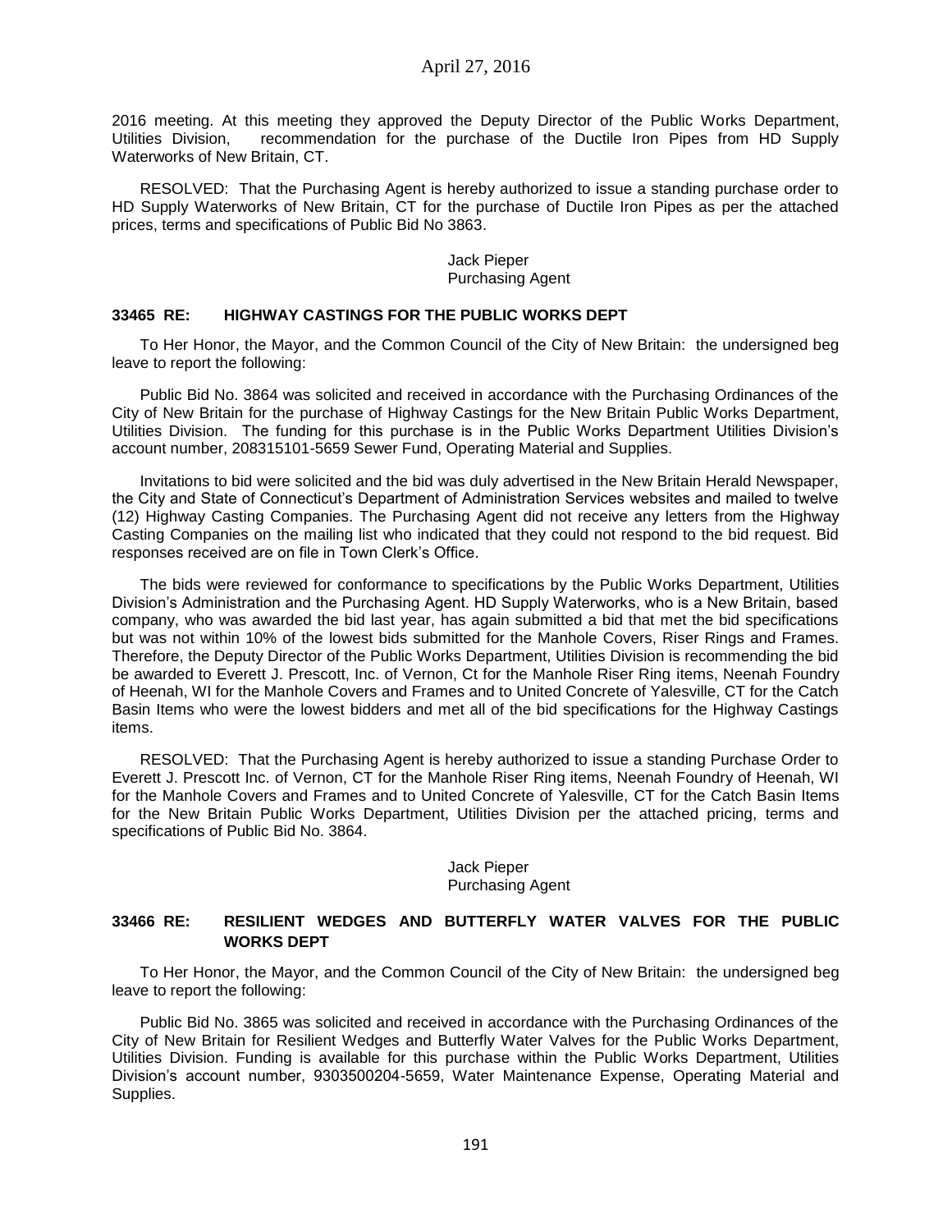2016 meeting. At this meeting they approved the Deputy Director of the Public Works Department, Utilities Division, recommendation for the purchase of the Ductile Iron Pipes from HD Supply Waterworks of New Britain, CT.

RESOLVED: That the Purchasing Agent is hereby authorized to issue a standing purchase order to HD Supply Waterworks of New Britain, CT for the purchase of Ductile Iron Pipes as per the attached prices, terms and specifications of Public Bid No 3863.

Jack Pieper
Purchasing Agent

### 33465 RE: HIGHWAY CASTINGS FOR THE PUBLIC WORKS DEPT

To Her Honor, the Mayor, and the Common Council of the City of New Britain: the undersigned beg leave to report the following:

Public Bid No. 3864 was solicited and received in accordance with the Purchasing Ordinances of the City of New Britain for the purchase of Highway Castings for the New Britain Public Works Department, Utilities Division. The funding for this purchase is in the Public Works Department Utilities Division's account number, 208315101-5659 Sewer Fund, Operating Material and Supplies.

Invitations to bid were solicited and the bid was duly advertised in the New Britain Herald Newspaper, the City and State of Connecticut's Department of Administration Services websites and mailed to twelve (12) Highway Casting Companies. The Purchasing Agent did not receive any letters from the Highway Casting Companies on the mailing list who indicated that they could not respond to the bid request. Bid responses received are on file in Town Clerk's Office.

The bids were reviewed for conformance to specifications by the Public Works Department, Utilities Division's Administration and the Purchasing Agent. HD Supply Waterworks, who is a New Britain, based company, who was awarded the bid last year, has again submitted a bid that met the bid specifications but was not within 10% of the lowest bids submitted for the Manhole Covers, Riser Rings and Frames. Therefore, the Deputy Director of the Public Works Department, Utilities Division is recommending the bid be awarded to Everett J. Prescott, Inc. of Vernon, Ct for the Manhole Riser Ring items, Neenah Foundry of Heenah, WI for the Manhole Covers and Frames and to United Concrete of Yalesville, CT for the Catch Basin Items who were the lowest bidders and met all of the bid specifications for the Highway Castings items.

RESOLVED: That the Purchasing Agent is hereby authorized to issue a standing Purchase Order to Everett J. Prescott Inc. of Vernon, CT for the Manhole Riser Ring items, Neenah Foundry of Heenah, WI for the Manhole Covers and Frames and to United Concrete of Yalesville, CT for the Catch Basin Items for the New Britain Public Works Department, Utilities Division per the attached pricing, terms and specifications of Public Bid No. 3864.

Jack Pieper
Purchasing Agent

### 33466 RE: RESILIENT WEDGES AND BUTTERFLY WATER VALVES FOR THE PUBLIC WORKS DEPT

To Her Honor, the Mayor, and the Common Council of the City of New Britain: the undersigned beg leave to report the following:

Public Bid No. 3865 was solicited and received in accordance with the Purchasing Ordinances of the City of New Britain for Resilient Wedges and Butterfly Water Valves for the Public Works Department, Utilities Division. Funding is available for this purchase within the Public Works Department, Utilities Division's account number, 9303500204-5659, Water Maintenance Expense, Operating Material and Supplies.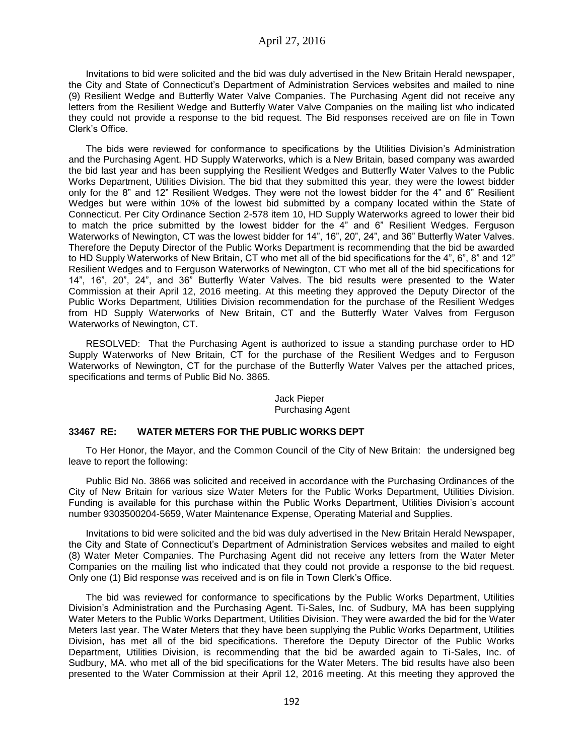Invitations to bid were solicited and the bid was duly advertised in the New Britain Herald newspaper, the City and State of Connecticut's Department of Administration Services websites and mailed to nine (9) Resilient Wedge and Butterfly Water Valve Companies. The Purchasing Agent did not receive any letters from the Resilient Wedge and Butterfly Water Valve Companies on the mailing list who indicated they could not provide a response to the bid request. The Bid responses received are on file in Town Clerk's Office.

The bids were reviewed for conformance to specifications by the Utilities Division's Administration and the Purchasing Agent. HD Supply Waterworks, which is a New Britain, based company was awarded the bid last year and has been supplying the Resilient Wedges and Butterfly Water Valves to the Public Works Department, Utilities Division. The bid that they submitted this year, they were the lowest bidder only for the 8" and 12" Resilient Wedges. They were not the lowest bidder for the 4" and 6" Resilient Wedges but were within 10% of the lowest bid submitted by a company located within the State of Connecticut. Per City Ordinance Section 2-578 item 10, HD Supply Waterworks agreed to lower their bid to match the price submitted by the lowest bidder for the 4" and 6" Resilient Wedges. Ferguson Waterworks of Newington, CT was the lowest bidder for 14", 16", 20", 24", and 36" Butterfly Water Valves. Therefore the Deputy Director of the Public Works Department is recommending that the bid be awarded to HD Supply Waterworks of New Britain, CT who met all of the bid specifications for the 4", 6", 8" and 12" Resilient Wedges and to Ferguson Waterworks of Newington, CT who met all of the bid specifications for 14", 16", 20", 24", and 36" Butterfly Water Valves. The bid results were presented to the Water Commission at their April 12, 2016 meeting. At this meeting they approved the Deputy Director of the Public Works Department, Utilities Division recommendation for the purchase of the Resilient Wedges from HD Supply Waterworks of New Britain, CT and the Butterfly Water Valves from Ferguson Waterworks of Newington, CT.

RESOLVED: That the Purchasing Agent is authorized to issue a standing purchase order to HD Supply Waterworks of New Britain, CT for the purchase of the Resilient Wedges and to Ferguson Waterworks of Newington, CT for the purchase of the Butterfly Water Valves per the attached prices, specifications and terms of Public Bid No. 3865.

Jack Pieper
Purchasing Agent

### 33467 RE: WATER METERS FOR THE PUBLIC WORKS DEPT

To Her Honor, the Mayor, and the Common Council of the City of New Britain: the undersigned beg leave to report the following:

Public Bid No. 3866 was solicited and received in accordance with the Purchasing Ordinances of the City of New Britain for various size Water Meters for the Public Works Department, Utilities Division. Funding is available for this purchase within the Public Works Department, Utilities Division's account number 9303500204-5659, Water Maintenance Expense, Operating Material and Supplies.

Invitations to bid were solicited and the bid was duly advertised in the New Britain Herald Newspaper, the City and State of Connecticut's Department of Administration Services websites and mailed to eight (8) Water Meter Companies. The Purchasing Agent did not receive any letters from the Water Meter Companies on the mailing list who indicated that they could not provide a response to the bid request. Only one (1) Bid response was received and is on file in Town Clerk's Office.

The bid was reviewed for conformance to specifications by the Public Works Department, Utilities Division's Administration and the Purchasing Agent. Ti-Sales, Inc. of Sudbury, MA has been supplying Water Meters to the Public Works Department, Utilities Division. They were awarded the bid for the Water Meters last year. The Water Meters that they have been supplying the Public Works Department, Utilities Division, has met all of the bid specifications. Therefore the Deputy Director of the Public Works Department, Utilities Division, is recommending that the bid be awarded again to Ti-Sales, Inc. of Sudbury, MA. who met all of the bid specifications for the Water Meters. The bid results have also been presented to the Water Commission at their April 12, 2016 meeting. At this meeting they approved the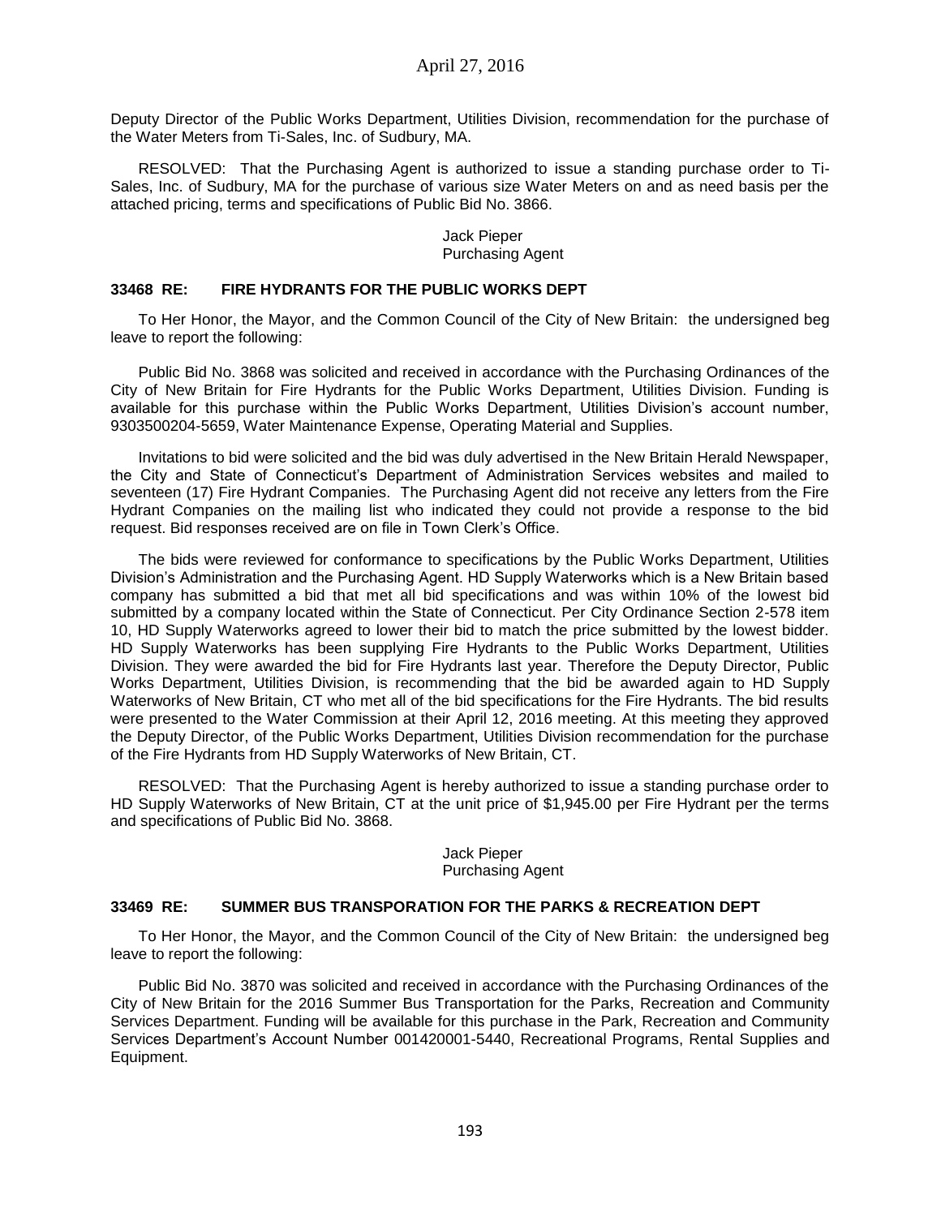Deputy Director of the Public Works Department, Utilities Division, recommendation for the purchase of the Water Meters from Ti-Sales, Inc. of Sudbury, MA.

RESOLVED: That the Purchasing Agent is authorized to issue a standing purchase order to Ti-Sales, Inc. of Sudbury, MA for the purchase of various size Water Meters on and as need basis per the attached pricing, terms and specifications of Public Bid No. 3866.

Jack Pieper
Purchasing Agent

### 33468 RE: FIRE HYDRANTS FOR THE PUBLIC WORKS DEPT

To Her Honor, the Mayor, and the Common Council of the City of New Britain: the undersigned beg leave to report the following:

Public Bid No. 3868 was solicited and received in accordance with the Purchasing Ordinances of the City of New Britain for Fire Hydrants for the Public Works Department, Utilities Division. Funding is available for this purchase within the Public Works Department, Utilities Division's account number, 9303500204-5659, Water Maintenance Expense, Operating Material and Supplies.

Invitations to bid were solicited and the bid was duly advertised in the New Britain Herald Newspaper, the City and State of Connecticut's Department of Administration Services websites and mailed to seventeen (17) Fire Hydrant Companies. The Purchasing Agent did not receive any letters from the Fire Hydrant Companies on the mailing list who indicated they could not provide a response to the bid request. Bid responses received are on file in Town Clerk's Office.

The bids were reviewed for conformance to specifications by the Public Works Department, Utilities Division's Administration and the Purchasing Agent. HD Supply Waterworks which is a New Britain based company has submitted a bid that met all bid specifications and was within 10% of the lowest bid submitted by a company located within the State of Connecticut. Per City Ordinance Section 2-578 item 10, HD Supply Waterworks agreed to lower their bid to match the price submitted by the lowest bidder. HD Supply Waterworks has been supplying Fire Hydrants to the Public Works Department, Utilities Division. They were awarded the bid for Fire Hydrants last year. Therefore the Deputy Director, Public Works Department, Utilities Division, is recommending that the bid be awarded again to HD Supply Waterworks of New Britain, CT who met all of the bid specifications for the Fire Hydrants. The bid results were presented to the Water Commission at their April 12, 2016 meeting. At this meeting they approved the Deputy Director, of the Public Works Department, Utilities Division recommendation for the purchase of the Fire Hydrants from HD Supply Waterworks of New Britain, CT.

RESOLVED: That the Purchasing Agent is hereby authorized to issue a standing purchase order to HD Supply Waterworks of New Britain, CT at the unit price of $1,945.00 per Fire Hydrant per the terms and specifications of Public Bid No. 3868.

Jack Pieper
Purchasing Agent

### 33469 RE: SUMMER BUS TRANSPORATION FOR THE PARKS & RECREATION DEPT

To Her Honor, the Mayor, and the Common Council of the City of New Britain: the undersigned beg leave to report the following:

Public Bid No. 3870 was solicited and received in accordance with the Purchasing Ordinances of the City of New Britain for the 2016 Summer Bus Transportation for the Parks, Recreation and Community Services Department. Funding will be available for this purchase in the Park, Recreation and Community Services Department's Account Number 001420001-5440, Recreational Programs, Rental Supplies and Equipment.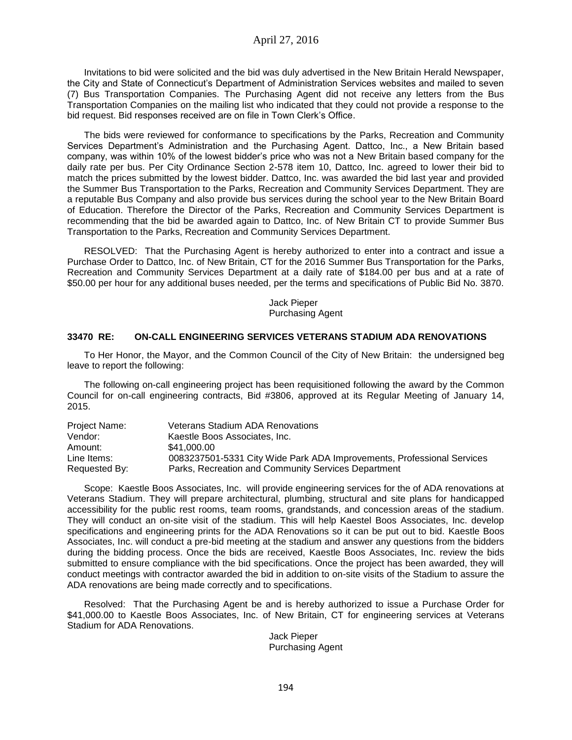Invitations to bid were solicited and the bid was duly advertised in the New Britain Herald Newspaper, the City and State of Connecticut's Department of Administration Services websites and mailed to seven (7) Bus Transportation Companies. The Purchasing Agent did not receive any letters from the Bus Transportation Companies on the mailing list who indicated that they could not provide a response to the bid request. Bid responses received are on file in Town Clerk's Office.

The bids were reviewed for conformance to specifications by the Parks, Recreation and Community Services Department's Administration and the Purchasing Agent. Dattco, Inc., a New Britain based company, was within 10% of the lowest bidder's price who was not a New Britain based company for the daily rate per bus. Per City Ordinance Section 2-578 item 10, Dattco, Inc. agreed to lower their bid to match the prices submitted by the lowest bidder. Dattco, Inc. was awarded the bid last year and provided the Summer Bus Transportation to the Parks, Recreation and Community Services Department. They are a reputable Bus Company and also provide bus services during the school year to the New Britain Board of Education. Therefore the Director of the Parks, Recreation and Community Services Department is recommending that the bid be awarded again to Dattco, Inc. of New Britain CT to provide Summer Bus Transportation to the Parks, Recreation and Community Services Department.

RESOLVED: That the Purchasing Agent is hereby authorized to enter into a contract and issue a Purchase Order to Dattco, Inc. of New Britain, CT for the 2016 Summer Bus Transportation for the Parks, Recreation and Community Services Department at a daily rate of $184.00 per bus and at a rate of $50.00 per hour for any additional buses needed, per the terms and specifications of Public Bid No. 3870.

Jack Pieper
Purchasing Agent

### 33470 RE: ON-CALL ENGINEERING SERVICES VETERANS STADIUM ADA RENOVATIONS

To Her Honor, the Mayor, and the Common Council of the City of New Britain: the undersigned beg leave to report the following:

The following on-call engineering project has been requisitioned following the award by the Common Council for on-call engineering contracts, Bid #3806, approved at its Regular Meeting of January 14, 2015.

| | |
|---|---|
| Project Name: | Veterans Stadium ADA Renovations |
| Vendor: | Kaestle Boos Associates, Inc. |
| Amount: | $41,000.00 |
| Line Items: | 0083237501-5331 City Wide Park ADA Improvements, Professional Services |
| Requested By: | Parks, Recreation and Community Services Department |

Scope: Kaestle Boos Associates, Inc. will provide engineering services for the of ADA renovations at Veterans Stadium. They will prepare architectural, plumbing, structural and site plans for handicapped accessibility for the public rest rooms, team rooms, grandstands, and concession areas of the stadium. They will conduct an on-site visit of the stadium. This will help Kaestel Boos Associates, Inc. develop specifications and engineering prints for the ADA Renovations so it can be put out to bid. Kaestle Boos Associates, Inc. will conduct a pre-bid meeting at the stadium and answer any questions from the bidders during the bidding process. Once the bids are received, Kaestle Boos Associates, Inc. review the bids submitted to ensure compliance with the bid specifications. Once the project has been awarded, they will conduct meetings with contractor awarded the bid in addition to on-site visits of the Stadium to assure the ADA renovations are being made correctly and to specifications.

Resolved: That the Purchasing Agent be and is hereby authorized to issue a Purchase Order for $41,000.00 to Kaestle Boos Associates, Inc. of New Britain, CT for engineering services at Veterans Stadium for ADA Renovations.

Jack Pieper
Purchasing Agent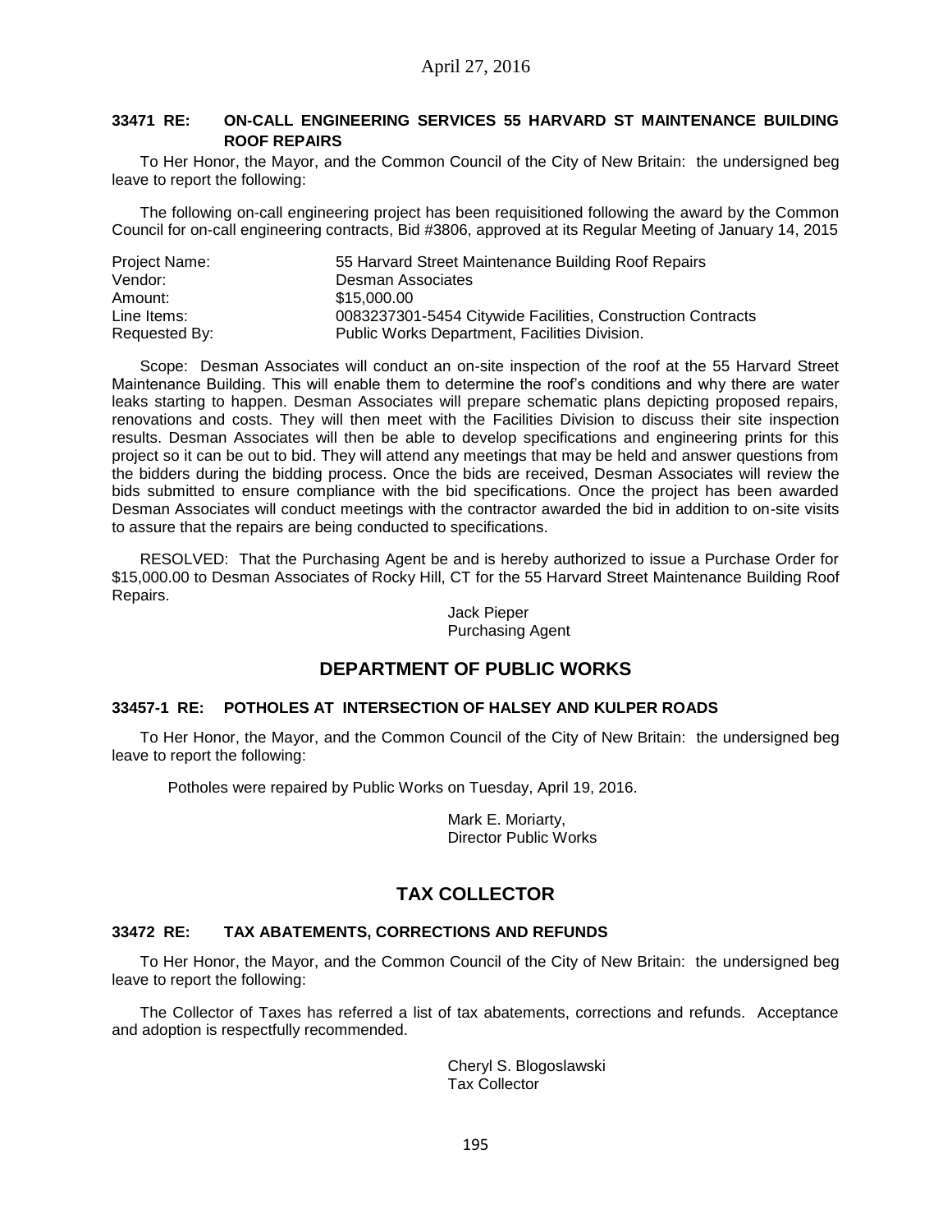#### 33471 RE: ON-CALL ENGINEERING SERVICES 55 HARVARD ST MAINTENANCE BUILDING ROOF REPAIRS

To Her Honor, the Mayor, and the Common Council of the City of New Britain: the undersigned beg leave to report the following:

The following on-call engineering project has been requisitioned following the award by the Common Council for on-call engineering contracts, Bid #3806, approved at its Regular Meeting of January 14, 2015

| | |
|---|---|
| Project Name: | 55 Harvard Street Maintenance Building Roof Repairs |
| Vendor: | Desman Associates |
| Amount: | $15,000.00 |
| Line Items: | 0083237301-5454 Citywide Facilities, Construction Contracts |
| Requested By: | Public Works Department, Facilities Division. |

Scope: Desman Associates will conduct an on-site inspection of the roof at the 55 Harvard Street Maintenance Building. This will enable them to determine the roof's conditions and why there are water leaks starting to happen. Desman Associates will prepare schematic plans depicting proposed repairs, renovations and costs. They will then meet with the Facilities Division to discuss their site inspection results. Desman Associates will then be able to develop specifications and engineering prints for this project so it can be out to bid. They will attend any meetings that may be held and answer questions from the bidders during the bidding process. Once the bids are received, Desman Associates will review the bids submitted to ensure compliance with the bid specifications. Once the project has been awarded Desman Associates will conduct meetings with the contractor awarded the bid in addition to on-site visits to assure that the repairs are being conducted to specifications.

RESOLVED: That the Purchasing Agent be and is hereby authorized to issue a Purchase Order for $15,000.00 to Desman Associates of Rocky Hill, CT for the 55 Harvard Street Maintenance Building Roof Repairs.

Jack Pieper
Purchasing Agent

## DEPARTMENT OF PUBLIC WORKS

#### 33457-1 RE: POTHOLES AT INTERSECTION OF HALSEY AND KULPER ROADS

To Her Honor, the Mayor, and the Common Council of the City of New Britain: the undersigned beg leave to report the following:

Potholes were repaired by Public Works on Tuesday, April 19, 2016.

Mark E. Moriarty,
Director Public Works

## TAX COLLECTOR

#### 33472 RE: TAX ABATEMENTS, CORRECTIONS AND REFUNDS

To Her Honor, the Mayor, and the Common Council of the City of New Britain: the undersigned beg leave to report the following:

The Collector of Taxes has referred a list of tax abatements, corrections and refunds. Acceptance and adoption is respectfully recommended.

Cheryl S. Blogoslawski
Tax Collector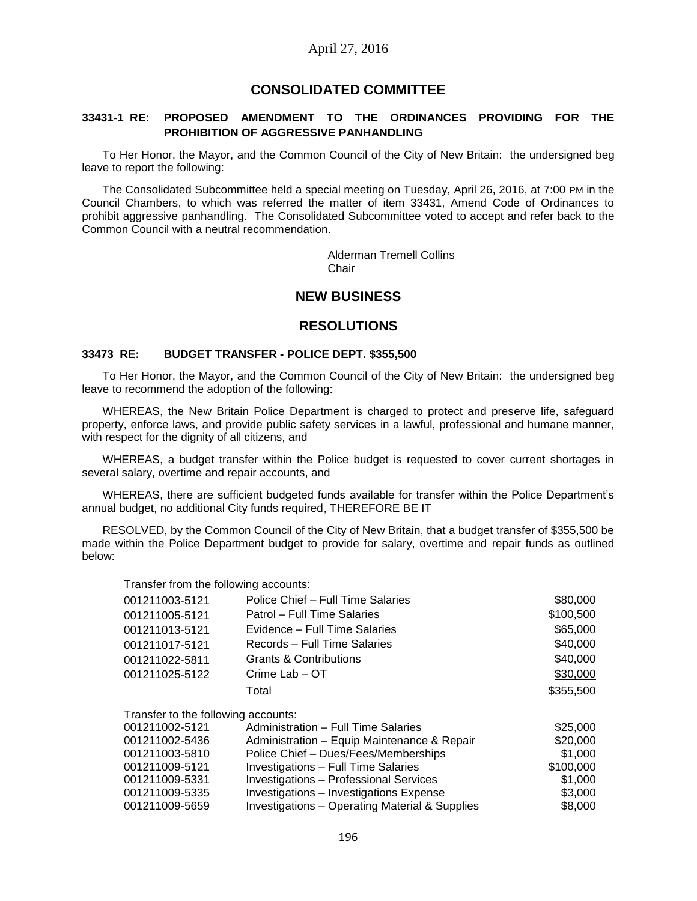April 27, 2016

## CONSOLIDATED COMMITTEE

### 33431-1 RE: PROPOSED AMENDMENT TO THE ORDINANCES PROVIDING FOR THE PROHIBITION OF AGGRESSIVE PANHANDLING

To Her Honor, the Mayor, and the Common Council of the City of New Britain: the undersigned beg leave to report the following:

The Consolidated Subcommittee held a special meeting on Tuesday, April 26, 2016, at 7:00 PM in the Council Chambers, to which was referred the matter of item 33431, Amend Code of Ordinances to prohibit aggressive panhandling. The Consolidated Subcommittee voted to accept and refer back to the Common Council with a neutral recommendation.

Alderman Tremell Collins
Chair

## NEW BUSINESS

## RESOLUTIONS

### 33473 RE: BUDGET TRANSFER - POLICE DEPT. $355,500

To Her Honor, the Mayor, and the Common Council of the City of New Britain: the undersigned beg leave to recommend the adoption of the following:

WHEREAS, the New Britain Police Department is charged to protect and preserve life, safeguard property, enforce laws, and provide public safety services in a lawful, professional and humane manner, with respect for the dignity of all citizens, and

WHEREAS, a budget transfer within the Police budget is requested to cover current shortages in several salary, overtime and repair accounts, and

WHEREAS, there are sufficient budgeted funds available for transfer within the Police Department's annual budget, no additional City funds required, THEREFORE BE IT

RESOLVED, by the Common Council of the City of New Britain, that a budget transfer of $355,500 be made within the Police Department budget to provide for salary, overtime and repair funds as outlined below:

Transfer from the following accounts:

| Account | Description | Amount |
|---|---|---|
| 001211003-5121 | Police Chief – Full Time Salaries | $80,000 |
| 001211005-5121 | Patrol – Full Time Salaries | $100,500 |
| 001211013-5121 | Evidence – Full Time Salaries | $65,000 |
| 001211017-5121 | Records – Full Time Salaries | $40,000 |
| 001211022-5811 | Grants & Contributions | $40,000 |
| 001211025-5122 | Crime Lab – OT | $30,000 |
| | Total | $355,500 |

Transfer to the following accounts:

| Account | Description | Amount |
|---|---|---|
| 001211002-5121 | Administration – Full Time Salaries | $25,000 |
| 001211002-5436 | Administration – Equip Maintenance & Repair | $20,000 |
| 001211003-5810 | Police Chief – Dues/Fees/Memberships | $1,000 |
| 001211009-5121 | Investigations – Full Time Salaries | $100,000 |
| 001211009-5331 | Investigations – Professional Services | $1,000 |
| 001211009-5335 | Investigations – Investigations Expense | $3,000 |
| 001211009-5659 | Investigations – Operating Material & Supplies | $8,000 |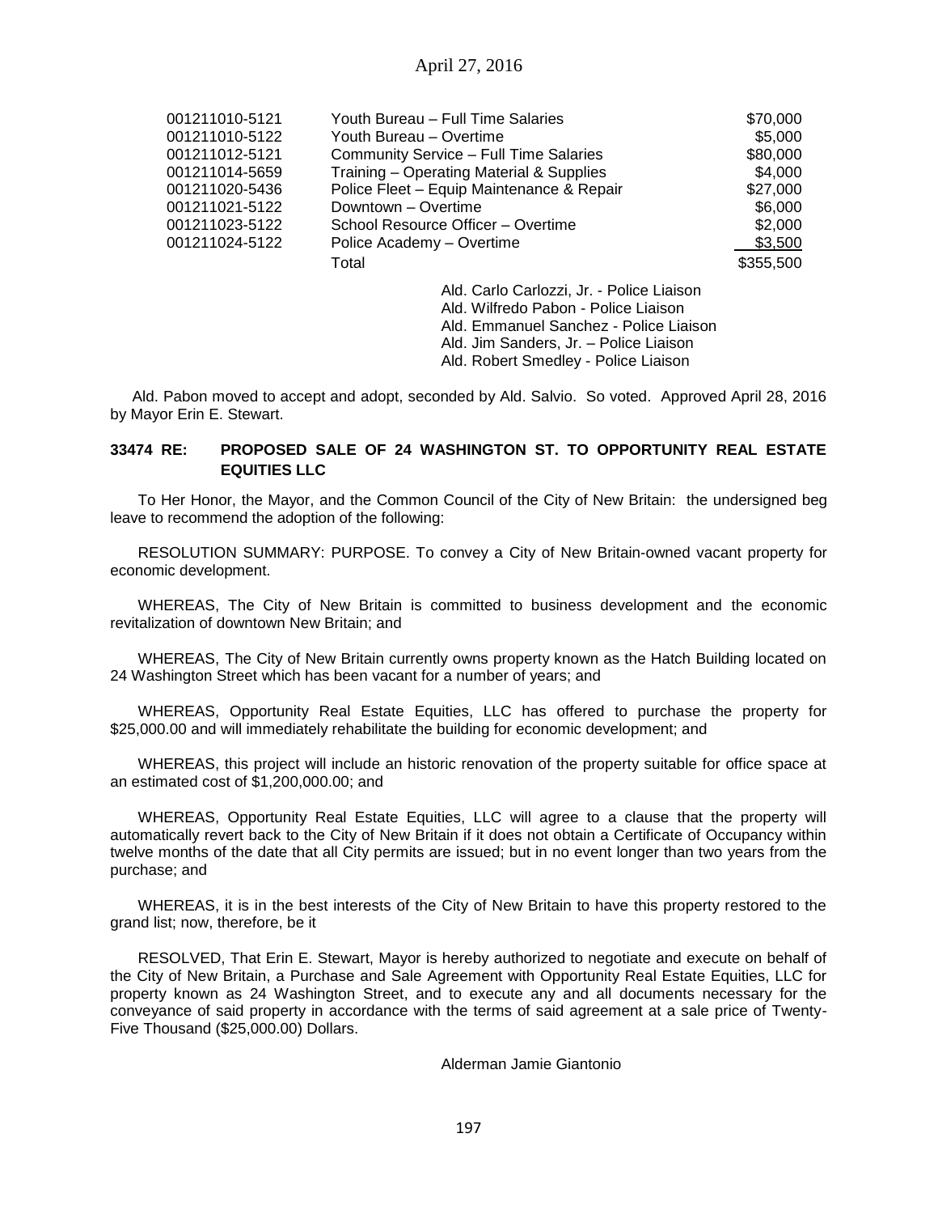| | | |
|---|---|---|
| 001211010-5121 | Youth Bureau – Full Time Salaries | $70,000 |
| 001211010-5122 | Youth Bureau – Overtime | $5,000 |
| 001211012-5121 | Community Service – Full Time Salaries | $80,000 |
| 001211014-5659 | Training – Operating Material & Supplies | $4,000 |
| 001211020-5436 | Police Fleet – Equip Maintenance & Repair | $27,000 |
| 001211021-5122 | Downtown – Overtime | $6,000 |
| 001211023-5122 | School Resource Officer – Overtime | $2,000 |
| 001211024-5122 | Police Academy – Overtime | $3,500 |
| | Total | $355,500 |

Ald. Carlo Carlozzi, Jr. - Police Liaison
Ald. Wilfredo Pabon - Police Liaison
Ald. Emmanuel Sanchez - Police Liaison
Ald. Jim Sanders, Jr. – Police Liaison
Ald. Robert Smedley - Police Liaison

Ald. Pabon moved to accept and adopt, seconded by Ald. Salvio. So voted. Approved April 28, 2016 by Mayor Erin E. Stewart.

**33474 RE: PROPOSED SALE OF 24 WASHINGTON ST. TO OPPORTUNITY REAL ESTATE EQUITIES LLC**

To Her Honor, the Mayor, and the Common Council of the City of New Britain: the undersigned beg leave to recommend the adoption of the following:

RESOLUTION SUMMARY: PURPOSE. To convey a City of New Britain-owned vacant property for economic development.

WHEREAS, The City of New Britain is committed to business development and the economic revitalization of downtown New Britain; and

WHEREAS, The City of New Britain currently owns property known as the Hatch Building located on 24 Washington Street which has been vacant for a number of years; and

WHEREAS, Opportunity Real Estate Equities, LLC has offered to purchase the property for $25,000.00 and will immediately rehabilitate the building for economic development; and

WHEREAS, this project will include an historic renovation of the property suitable for office space at an estimated cost of $1,200,000.00; and

WHEREAS, Opportunity Real Estate Equities, LLC will agree to a clause that the property will automatically revert back to the City of New Britain if it does not obtain a Certificate of Occupancy within twelve months of the date that all City permits are issued; but in no event longer than two years from the purchase; and

WHEREAS, it is in the best interests of the City of New Britain to have this property restored to the grand list; now, therefore, be it

RESOLVED, That Erin E. Stewart, Mayor is hereby authorized to negotiate and execute on behalf of the City of New Britain, a Purchase and Sale Agreement with Opportunity Real Estate Equities, LLC for property known as 24 Washington Street, and to execute any and all documents necessary for the conveyance of said property in accordance with the terms of said agreement at a sale price of Twenty-Five Thousand ($25,000.00) Dollars.

Alderman Jamie Giantonio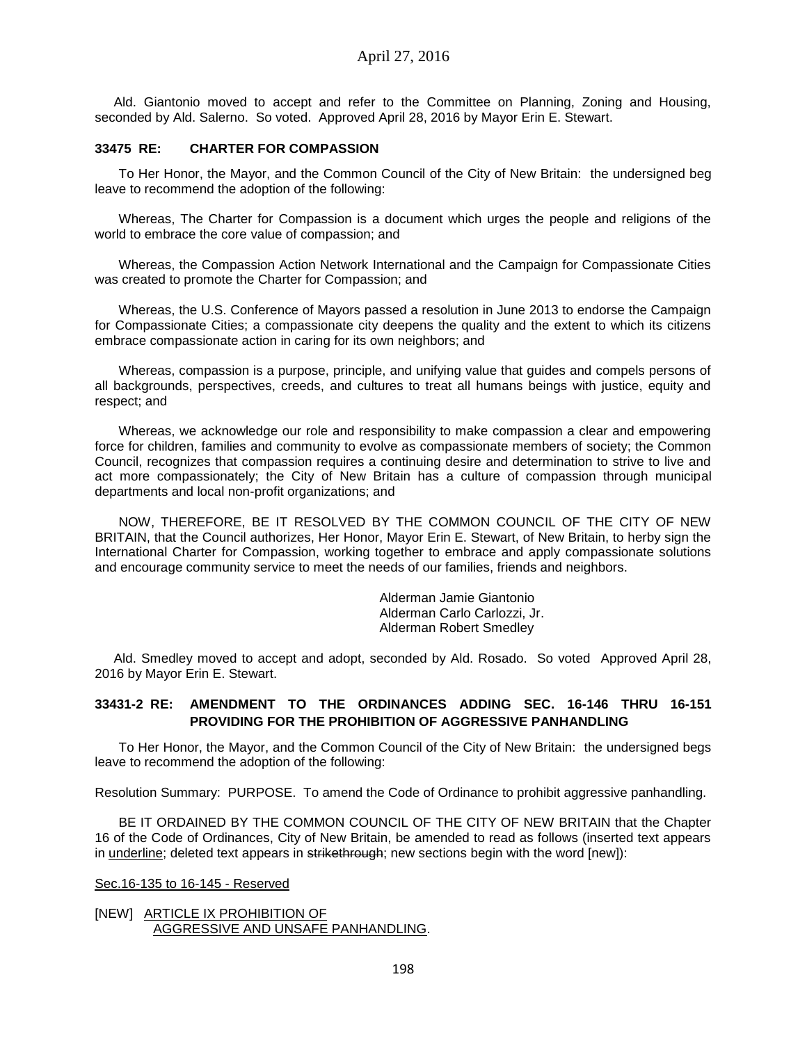Ald. Giantonio moved to accept and refer to the Committee on Planning, Zoning and Housing, seconded by Ald. Salerno. So voted. Approved April 28, 2016 by Mayor Erin E. Stewart.

**33475 RE: CHARTER FOR COMPASSION**

To Her Honor, the Mayor, and the Common Council of the City of New Britain: the undersigned beg leave to recommend the adoption of the following:

Whereas, The Charter for Compassion is a document which urges the people and religions of the world to embrace the core value of compassion; and

Whereas, the Compassion Action Network International and the Campaign for Compassionate Cities was created to promote the Charter for Compassion; and

Whereas, the U.S. Conference of Mayors passed a resolution in June 2013 to endorse the Campaign for Compassionate Cities; a compassionate city deepens the quality and the extent to which its citizens embrace compassionate action in caring for its own neighbors; and

Whereas, compassion is a purpose, principle, and unifying value that guides and compels persons of all backgrounds, perspectives, creeds, and cultures to treat all humans beings with justice, equity and respect; and

Whereas, we acknowledge our role and responsibility to make compassion a clear and empowering force for children, families and community to evolve as compassionate members of society; the Common Council, recognizes that compassion requires a continuing desire and determination to strive to live and act more compassionately; the City of New Britain has a culture of compassion through municipal departments and local non-profit organizations; and

NOW, THEREFORE, BE IT RESOLVED BY THE COMMON COUNCIL OF THE CITY OF NEW BRITAIN, that the Council authorizes, Her Honor, Mayor Erin E. Stewart, of New Britain, to herby sign the International Charter for Compassion, working together to embrace and apply compassionate solutions and encourage community service to meet the needs of our families, friends and neighbors.

Alderman Jamie Giantonio
Alderman Carlo Carlozzi, Jr.
Alderman Robert Smedley

Ald. Smedley moved to accept and adopt, seconded by Ald. Rosado. So voted Approved April 28, 2016 by Mayor Erin E. Stewart.

**33431-2 RE: AMENDMENT TO THE ORDINANCES ADDING SEC. 16-146 THRU 16-151 PROVIDING FOR THE PROHIBITION OF AGGRESSIVE PANHANDLING**

To Her Honor, the Mayor, and the Common Council of the City of New Britain: the undersigned begs leave to recommend the adoption of the following:

Resolution Summary: PURPOSE. To amend the Code of Ordinance to prohibit aggressive panhandling.

BE IT ORDAINED BY THE COMMON COUNCIL OF THE CITY OF NEW BRITAIN that the Chapter 16 of the Code of Ordinances, City of New Britain, be amended to read as follows (inserted text appears in <u>underline</u>; deleted text appears in ~~strikethrough~~; new sections begin with the word [new]):

<u>Sec.16-135 to 16-145 - Reserved</u>

[NEW] <u>ARTICLE IX PROHIBITION OF AGGRESSIVE AND UNSAFE PANHANDLING</u>.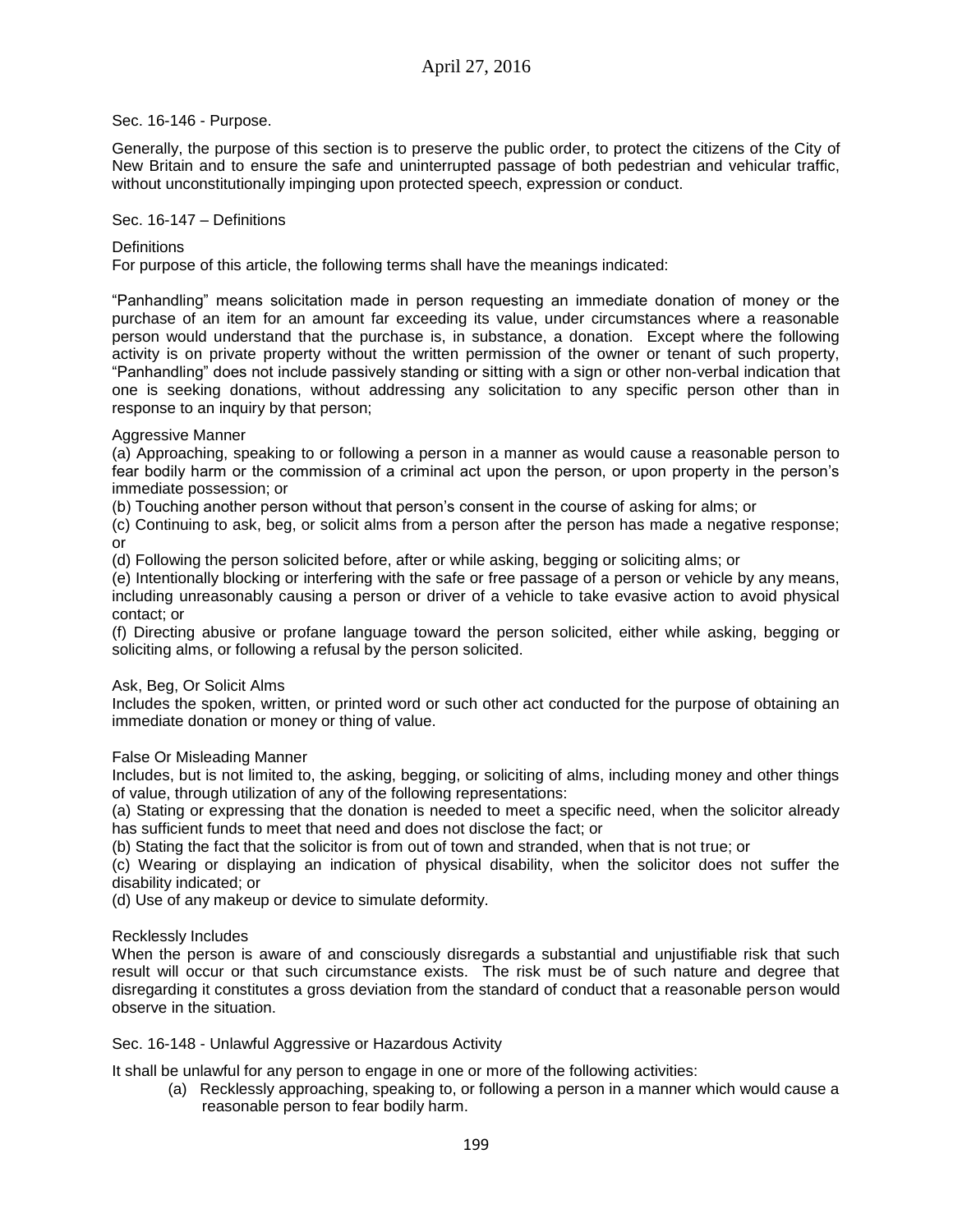Sec. 16-146 - Purpose.

Generally, the purpose of this section is to preserve the public order, to protect the citizens of the City of New Britain and to ensure the safe and uninterrupted passage of both pedestrian and vehicular traffic, without unconstitutionally impinging upon protected speech, expression or conduct.

Sec. 16-147 – Definitions

Definitions

For purpose of this article, the following terms shall have the meanings indicated:

"Panhandling" means solicitation made in person requesting an immediate donation of money or the purchase of an item for an amount far exceeding its value, under circumstances where a reasonable person would understand that the purchase is, in substance, a donation. Except where the following activity is on private property without the written permission of the owner or tenant of such property, "Panhandling" does not include passively standing or sitting with a sign or other non-verbal indication that one is seeking donations, without addressing any solicitation to any specific person other than in response to an inquiry by that person;

Aggressive Manner

(a) Approaching, speaking to or following a person in a manner as would cause a reasonable person to fear bodily harm or the commission of a criminal act upon the person, or upon property in the person's immediate possession; or

(b) Touching another person without that person's consent in the course of asking for alms; or

(c) Continuing to ask, beg, or solicit alms from a person after the person has made a negative response; or

(d) Following the person solicited before, after or while asking, begging or soliciting alms; or

(e) Intentionally blocking or interfering with the safe or free passage of a person or vehicle by any means, including unreasonably causing a person or driver of a vehicle to take evasive action to avoid physical contact; or

(f) Directing abusive or profane language toward the person solicited, either while asking, begging or soliciting alms, or following a refusal by the person solicited.

Ask, Beg, Or Solicit Alms

Includes the spoken, written, or printed word or such other act conducted for the purpose of obtaining an immediate donation or money or thing of value.

False Or Misleading Manner

Includes, but is not limited to, the asking, begging, or soliciting of alms, including money and other things of value, through utilization of any of the following representations:

(a) Stating or expressing that the donation is needed to meet a specific need, when the solicitor already has sufficient funds to meet that need and does not disclose the fact; or

(b) Stating the fact that the solicitor is from out of town and stranded, when that is not true; or

(c) Wearing or displaying an indication of physical disability, when the solicitor does not suffer the disability indicated; or

(d) Use of any makeup or device to simulate deformity.

Recklessly Includes

When the person is aware of and consciously disregards a substantial and unjustifiable risk that such result will occur or that such circumstance exists. The risk must be of such nature and degree that disregarding it constitutes a gross deviation from the standard of conduct that a reasonable person would observe in the situation.

Sec. 16-148 - Unlawful Aggressive or Hazardous Activity

It shall be unlawful for any person to engage in one or more of the following activities:

(a) Recklessly approaching, speaking to, or following a person in a manner which would cause a reasonable person to fear bodily harm.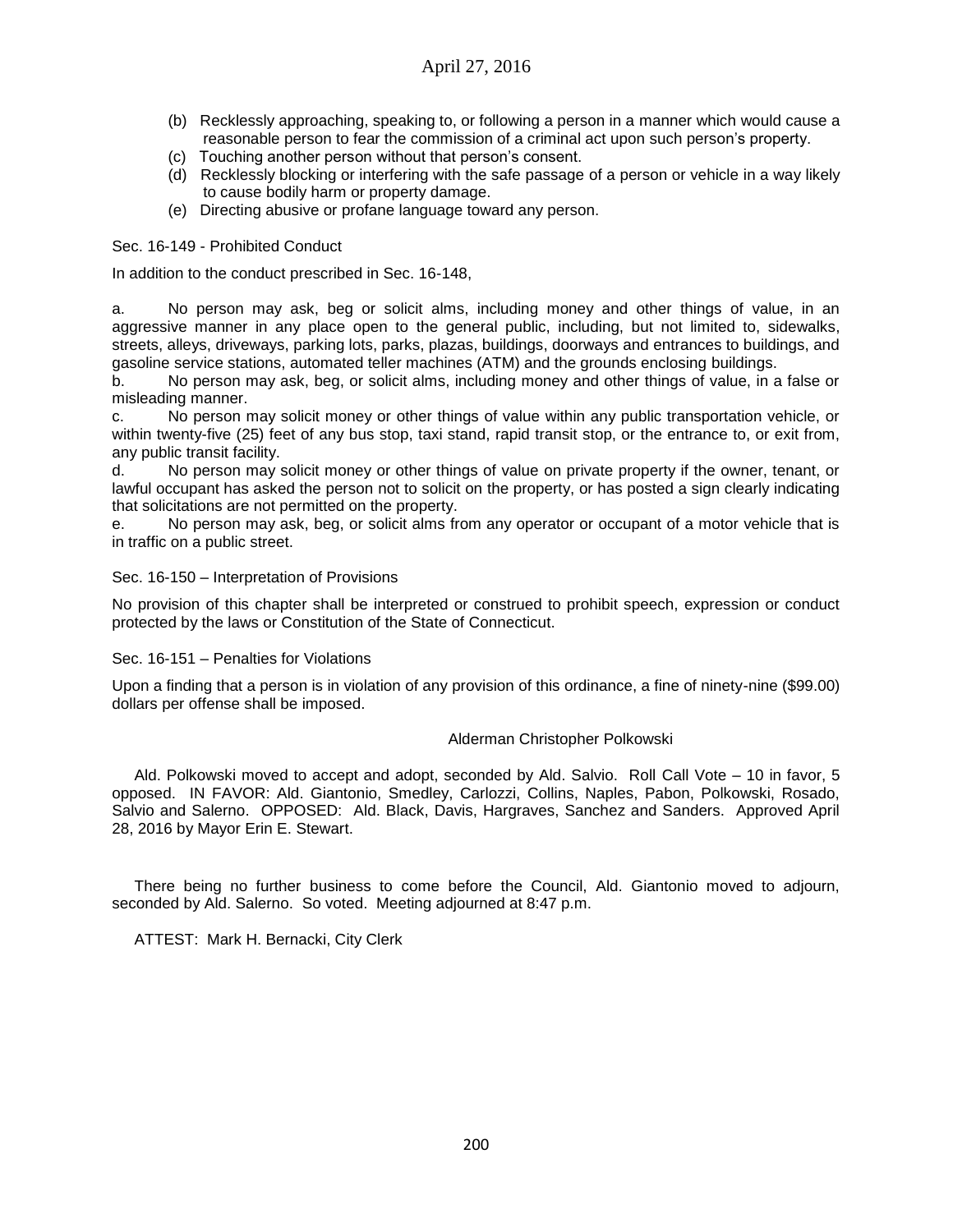(b) Recklessly approaching, speaking to, or following a person in a manner which would cause a reasonable person to fear the commission of a criminal act upon such person's property.
(c) Touching another person without that person's consent.
(d) Recklessly blocking or interfering with the safe passage of a person or vehicle in a way likely to cause bodily harm or property damage.
(e) Directing abusive or profane language toward any person.

Sec. 16-149 - Prohibited Conduct

In addition to the conduct prescribed in Sec. 16-148,

a. No person may ask, beg or solicit alms, including money and other things of value, in an aggressive manner in any place open to the general public, including, but not limited to, sidewalks, streets, alleys, driveways, parking lots, parks, plazas, buildings, doorways and entrances to buildings, and gasoline service stations, automated teller machines (ATM) and the grounds enclosing buildings.
b. No person may ask, beg, or solicit alms, including money and other things of value, in a false or misleading manner.
c. No person may solicit money or other things of value within any public transportation vehicle, or within twenty-five (25) feet of any bus stop, taxi stand, rapid transit stop, or the entrance to, or exit from, any public transit facility.
d. No person may solicit money or other things of value on private property if the owner, tenant, or lawful occupant has asked the person not to solicit on the property, or has posted a sign clearly indicating that solicitations are not permitted on the property.
e. No person may ask, beg, or solicit alms from any operator or occupant of a motor vehicle that is in traffic on a public street.

Sec. 16-150 – Interpretation of Provisions

No provision of this chapter shall be interpreted or construed to prohibit speech, expression or conduct protected by the laws or Constitution of the State of Connecticut.

Sec. 16-151 – Penalties for Violations

Upon a finding that a person is in violation of any provision of this ordinance, a fine of ninety-nine ($99.00) dollars per offense shall be imposed.

Alderman Christopher Polkowski

Ald. Polkowski moved to accept and adopt, seconded by Ald. Salvio. Roll Call Vote – 10 in favor, 5 opposed. IN FAVOR: Ald. Giantonio, Smedley, Carlozzi, Collins, Naples, Pabon, Polkowski, Rosado, Salvio and Salerno. OPPOSED: Ald. Black, Davis, Hargraves, Sanchez and Sanders. Approved April 28, 2016 by Mayor Erin E. Stewart.

There being no further business to come before the Council, Ald. Giantonio moved to adjourn, seconded by Ald. Salerno. So voted. Meeting adjourned at 8:47 p.m.

ATTEST: Mark H. Bernacki, City Clerk